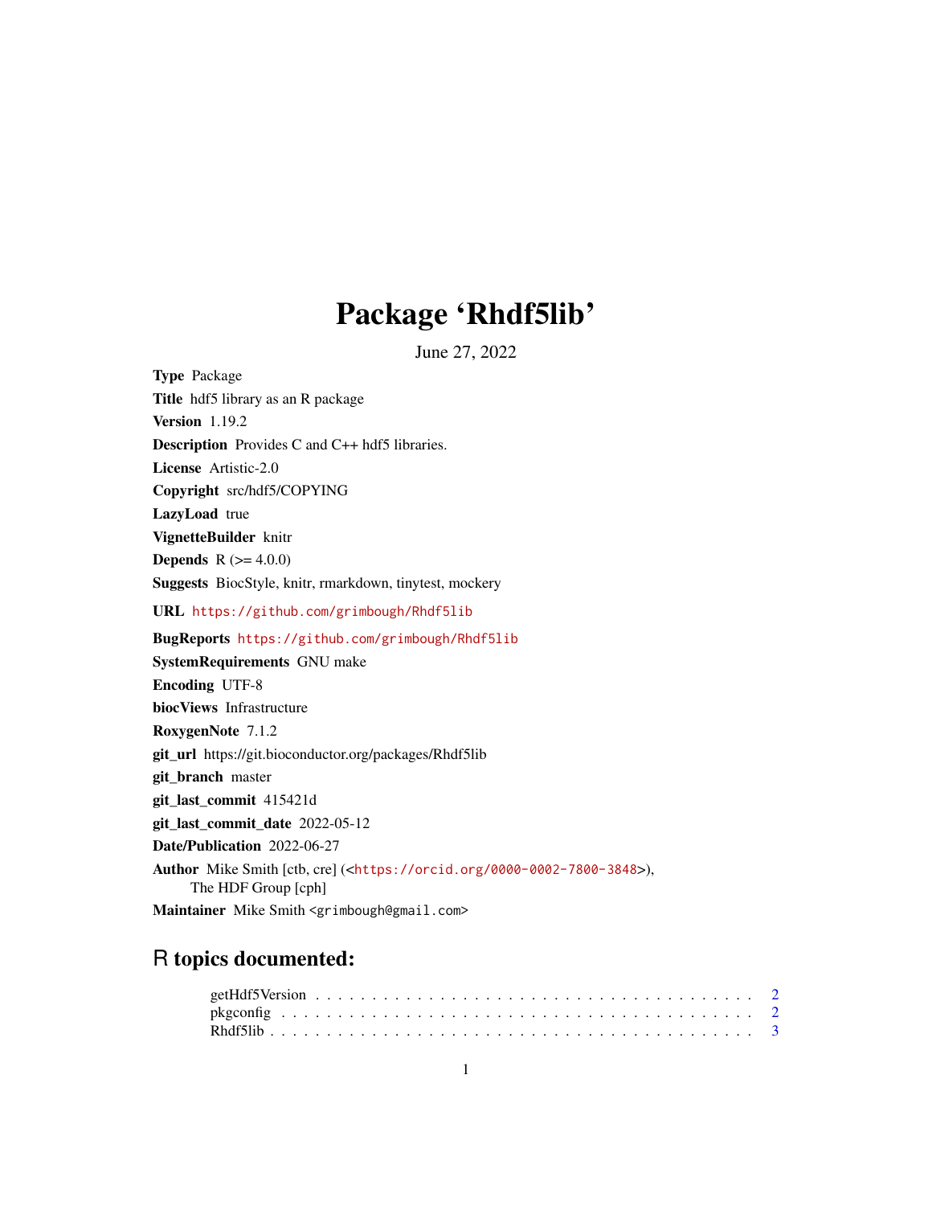# Package 'Rhdf5lib'

June 27, 2022

**Type** Package

**Title** hdf5 library as an R package

**Version** 1.19.2

**Description** Provides C and C++ hdf5 libraries.

**License** Artistic-2.0

**Copyright** src/hdf5/COPYING

**LazyLoad** true

**VignetteBuilder** knitr

**Depends** R (>= 4.0.0)

**Suggests** BiocStyle, knitr, rmarkdown, tinytest, mockery

**URL** https://github.com/grimbough/Rhdf5lib

**BugReports** https://github.com/grimbough/Rhdf5lib

**SystemRequirements** GNU make

**Encoding** UTF-8

**biocViews** Infrastructure

**RoxygenNote** 7.1.2

**git_url** https://git.bioconductor.org/packages/Rhdf5lib

**git_branch** master

**git_last_commit** 415421d

**git_last_commit_date** 2022-05-12

**Date/Publication** 2022-06-27

**Author** Mike Smith [ctb, cre] (<https://orcid.org/0000-0002-7800-3848>),
The HDF Group [cph]

**Maintainer** Mike Smith <grimbough@gmail.com>

## R topics documented:

getHdf5Version . . . . . . . . . . . . . . . . . . . . . . . . . . . . . . . . . . . . . . 2
pkgconfig . . . . . . . . . . . . . . . . . . . . . . . . . . . . . . . . . . . . . . . . . 2
Rhdf5lib . . . . . . . . . . . . . . . . . . . . . . . . . . . . . . . . . . . . . . . . . . 3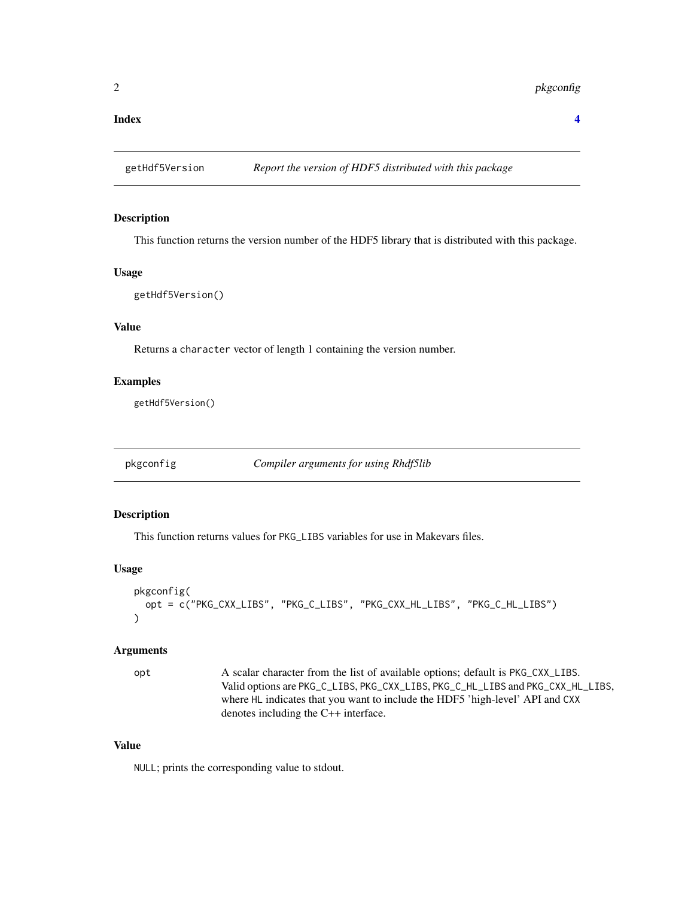**Index** **4**

---

## getHdf5Version — *Report the version of HDF5 distributed with this package*

### Description

This function returns the version number of the HDF5 library that is distributed with this package.

### Usage

```
getHdf5Version()
```

### Value

Returns a `character` vector of length 1 containing the version number.

### Examples

```
getHdf5Version()
```

---

## pkgconfig — *Compiler arguments for using Rhdf5lib*

### Description

This function returns values for `PKG_LIBS` variables for use in Makevars files.

### Usage

```
pkgconfig(
  opt = c("PKG_CXX_LIBS", "PKG_C_LIBS", "PKG_CXX_HL_LIBS", "PKG_C_HL_LIBS")
)
```

### Arguments

| | |
|---|---|
| `opt` | A scalar character from the list of available options; default is `PKG_CXX_LIBS`. Valid options are `PKG_C_LIBS`, `PKG_CXX_LIBS`, `PKG_C_HL_LIBS` and `PKG_CXX_HL_LIBS`, where `HL` indicates that you want to include the HDF5 'high-level' API and `CXX` denotes including the C++ interface. |

### Value

`NULL`; prints the corresponding value to stdout.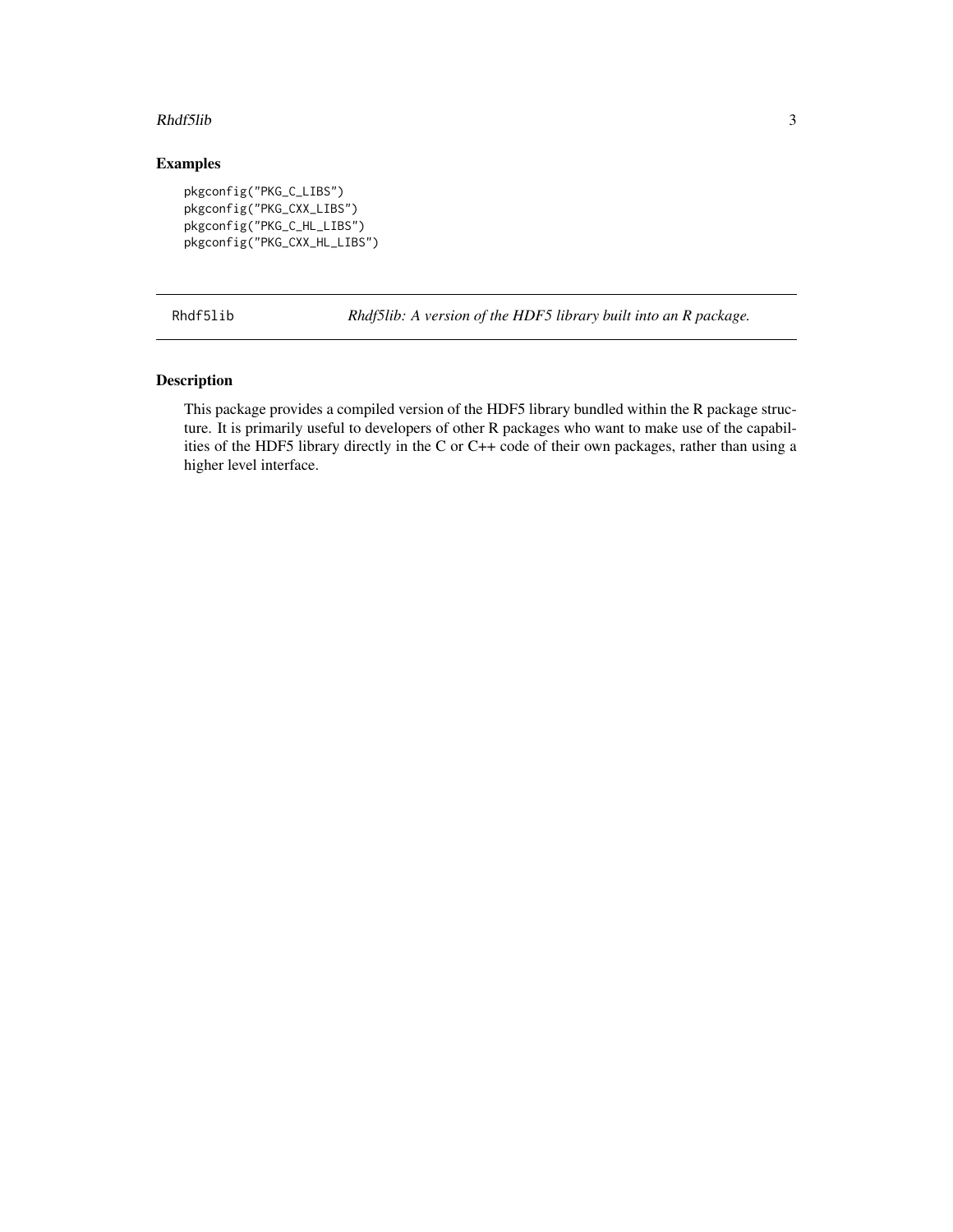## Examples

```
pkgconfig("PKG_C_LIBS")
pkgconfig("PKG_CXX_LIBS")
pkgconfig("PKG_C_HL_LIBS")
pkgconfig("PKG_CXX_HL_LIBS")
```

---

Rhdf5lib — *Rhdf5lib: A version of the HDF5 library built into an R package.*

---

## Description

This package provides a compiled version of the HDF5 library bundled within the R package structure. It is primarily useful to developers of other R packages who want to make use of the capabilities of the HDF5 library directly in the C or C++ code of their own packages, rather than using a higher level interface.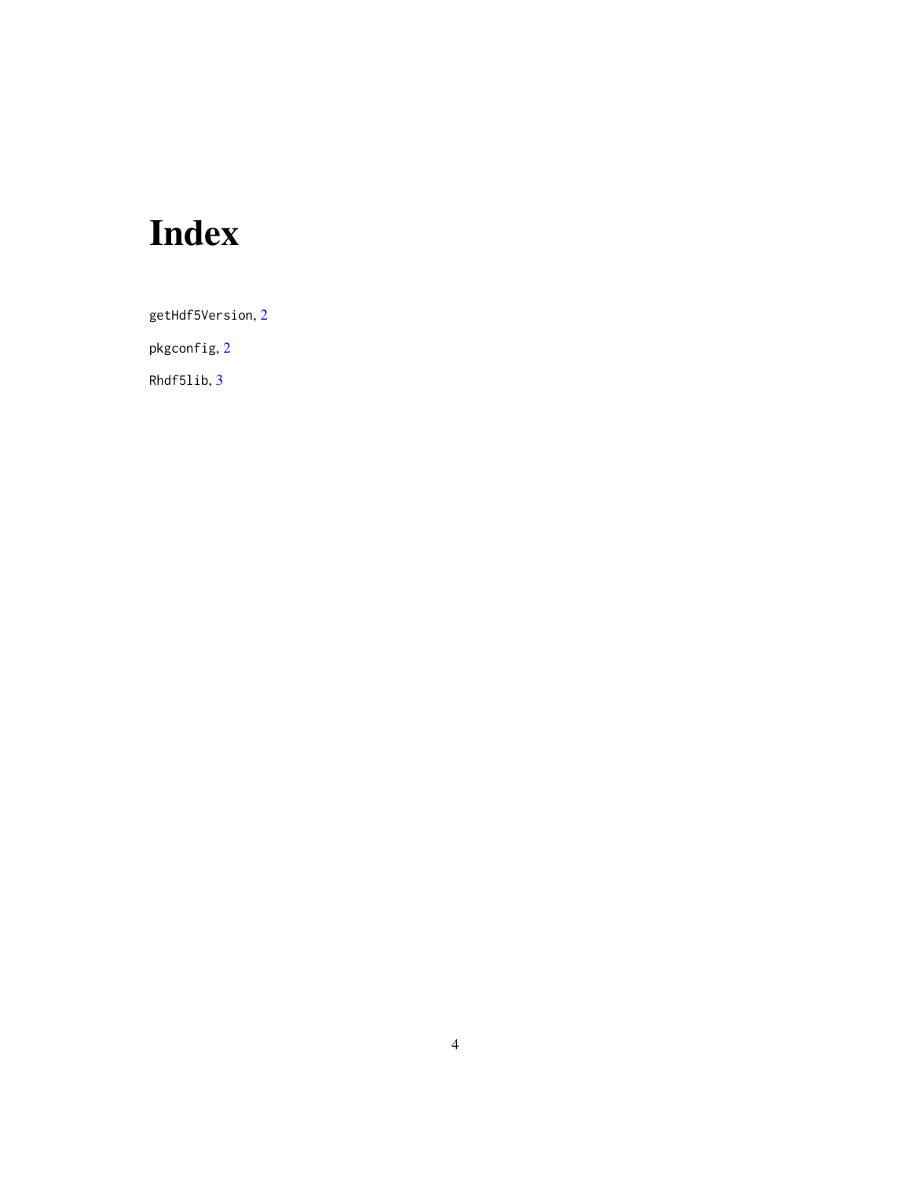# Index

getHdf5Version, 2

pkgconfig, 2

Rhdf5lib, 3